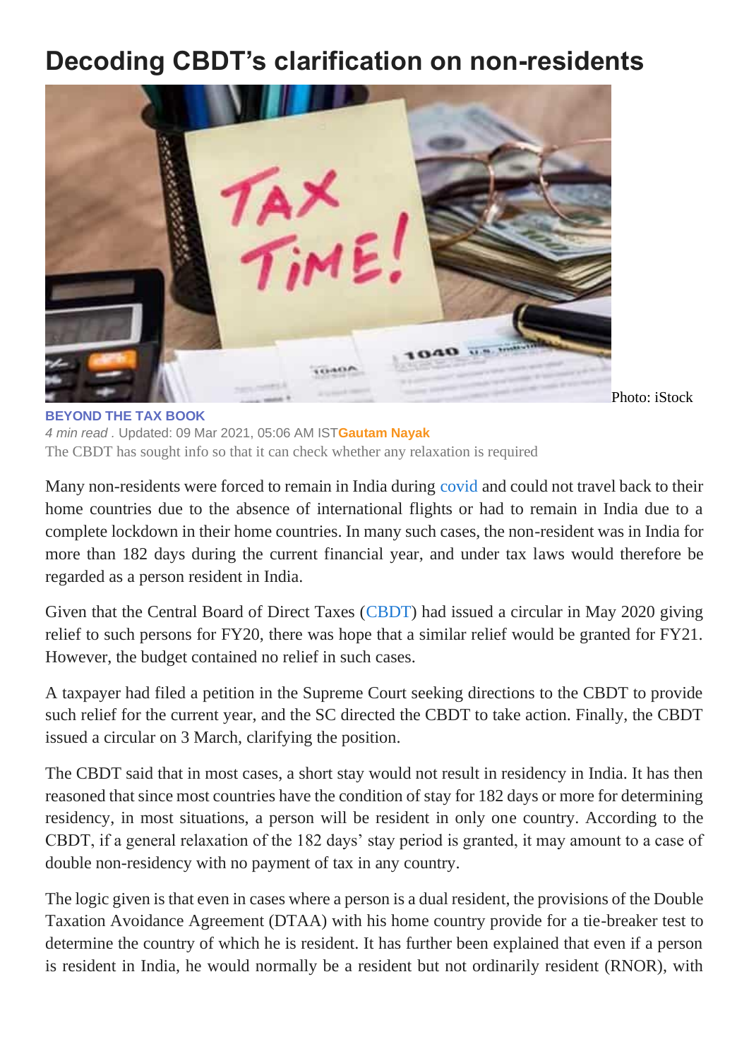# Decoding CBDT's clarification on non-residents

Photo: iStock

**BEYOND THE TAX BOOK**

*4 min read* . Updated: 09 Mar 2021, 05:06 AM IST **Gautam Nayak**

The CBDT has sought info so that it can check whether any relaxation is required

Many non-residents were forced to remain in India during covid and could not travel back to their home countries due to the absence of international flights or had to remain in India due to a complete lockdown in their home countries. In many such cases, the non-resident was in India for more than 182 days during the current financial year, and under tax laws would therefore be regarded as a person resident in India.

Given that the Central Board of Direct Taxes (CBDT) had issued a circular in May 2020 giving relief to such persons for FY20, there was hope that a similar relief would be granted for FY21. However, the budget contained no relief in such cases.

A taxpayer had filed a petition in the Supreme Court seeking directions to the CBDT to provide such relief for the current year, and the SC directed the CBDT to take action. Finally, the CBDT issued a circular on 3 March, clarifying the position.

The CBDT said that in most cases, a short stay would not result in residency in India. It has then reasoned that since most countries have the condition of stay for 182 days or more for determining residency, in most situations, a person will be resident in only one country. According to the CBDT, if a general relaxation of the 182 days' stay period is granted, it may amount to a case of double non-residency with no payment of tax in any country.

The logic given is that even in cases where a person is a dual resident, the provisions of the Double Taxation Avoidance Agreement (DTAA) with his home country provide for a tie-breaker test to determine the country of which he is resident. It has further been explained that even if a person is resident in India, he would normally be a resident but not ordinarily resident (RNOR), with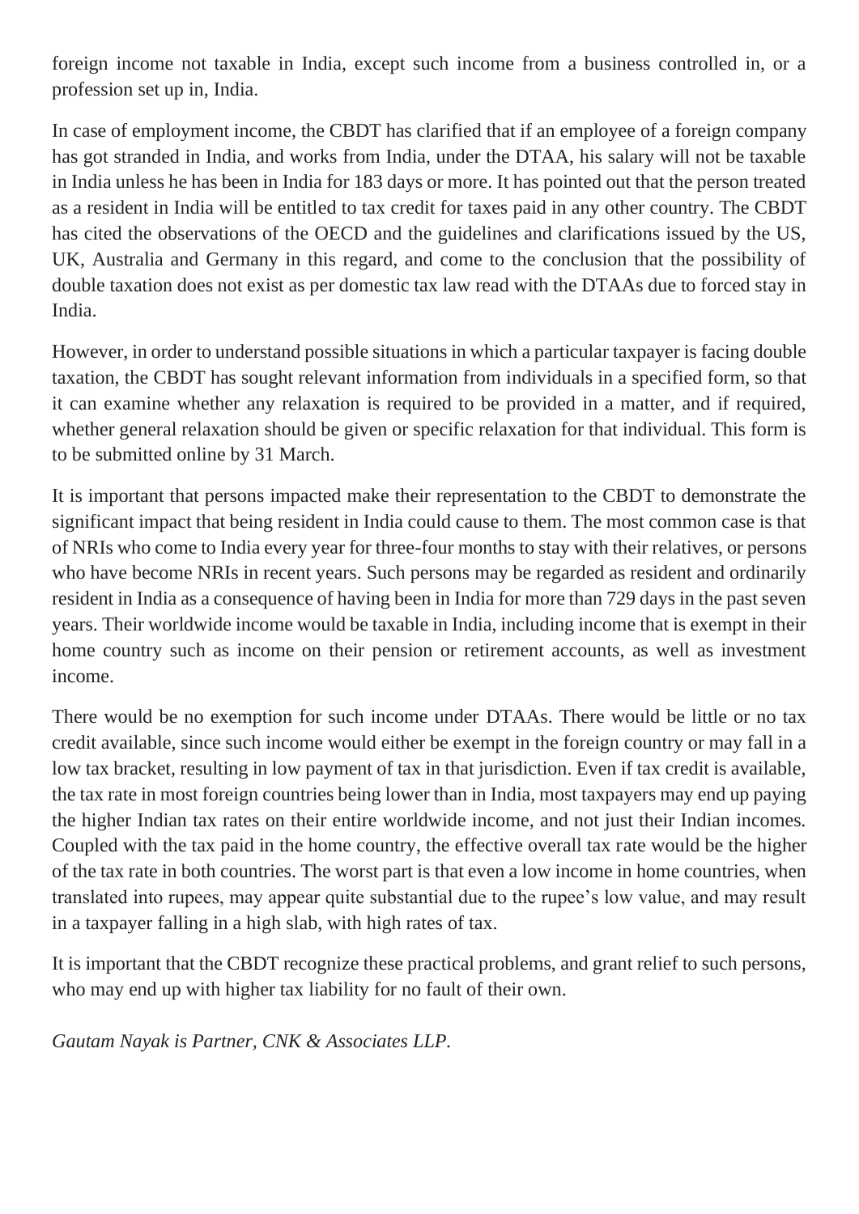foreign income not taxable in India, except such income from a business controlled in, or a profession set up in, India.

In case of employment income, the CBDT has clarified that if an employee of a foreign company has got stranded in India, and works from India, under the DTAA, his salary will not be taxable in India unless he has been in India for 183 days or more. It has pointed out that the person treated as a resident in India will be entitled to tax credit for taxes paid in any other country. The CBDT has cited the observations of the OECD and the guidelines and clarifications issued by the US, UK, Australia and Germany in this regard, and come to the conclusion that the possibility of double taxation does not exist as per domestic tax law read with the DTAAs due to forced stay in India.

However, in order to understand possible situations in which a particular taxpayer is facing double taxation, the CBDT has sought relevant information from individuals in a specified form, so that it can examine whether any relaxation is required to be provided in a matter, and if required, whether general relaxation should be given or specific relaxation for that individual. This form is to be submitted online by 31 March.

It is important that persons impacted make their representation to the CBDT to demonstrate the significant impact that being resident in India could cause to them. The most common case is that of NRIs who come to India every year for three-four months to stay with their relatives, or persons who have become NRIs in recent years. Such persons may be regarded as resident and ordinarily resident in India as a consequence of having been in India for more than 729 days in the past seven years. Their worldwide income would be taxable in India, including income that is exempt in their home country such as income on their pension or retirement accounts, as well as investment income.

There would be no exemption for such income under DTAAs. There would be little or no tax credit available, since such income would either be exempt in the foreign country or may fall in a low tax bracket, resulting in low payment of tax in that jurisdiction. Even if tax credit is available, the tax rate in most foreign countries being lower than in India, most taxpayers may end up paying the higher Indian tax rates on their entire worldwide income, and not just their Indian incomes. Coupled with the tax paid in the home country, the effective overall tax rate would be the higher of the tax rate in both countries. The worst part is that even a low income in home countries, when translated into rupees, may appear quite substantial due to the rupee's low value, and may result in a taxpayer falling in a high slab, with high rates of tax.

It is important that the CBDT recognize these practical problems, and grant relief to such persons, who may end up with higher tax liability for no fault of their own.

*Gautam Nayak is Partner, CNK & Associates LLP.*